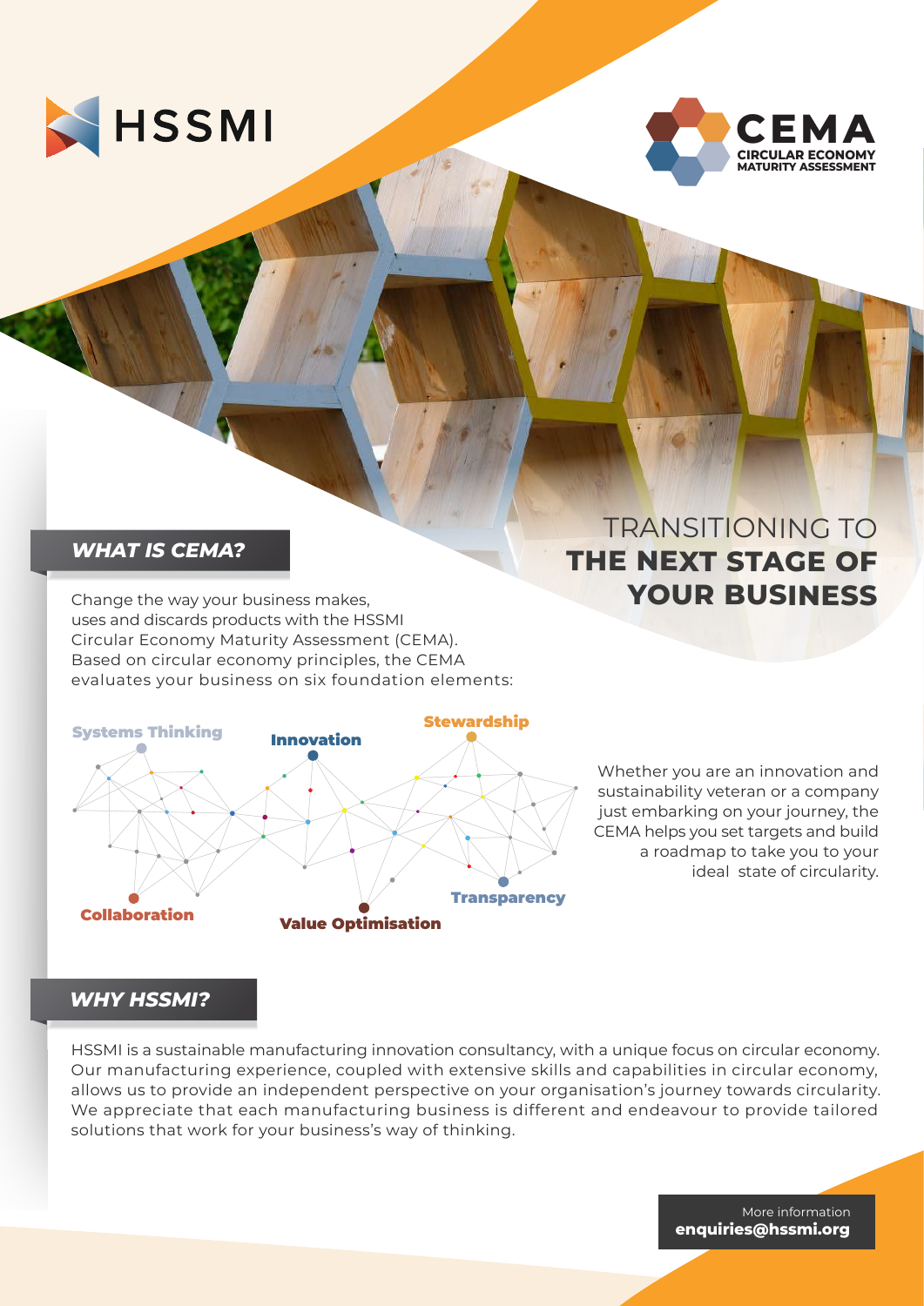HSSMI

# CEMA

CIRCULAR ECONOMY MATURITY ASSESSMENT

## TRANSITIONING TO **THE NEXT STAGE OF YOUR BUSINESS**

## *WHAT IS CEMA?*

Change the way your business makes, uses and discards products with the HSSMI Circular Economy Maturity Assessment (CEMA). Based on circular economy principles, the CEMA evaluates your business on six foundation elements:

- **Systems Thinking**
- **Innovation**
- **Stewardship**
- **Collaboration**
- **Value Optimisation**
- **Transparency**

Whether you are an innovation and sustainability veteran or a company just embarking on your journey, the CEMA helps you set targets and build a roadmap to take you to your ideal state of circularity.

## *WHY HSSMI?*

HSSMI is a sustainable manufacturing innovation consultancy, with a unique focus on circular economy. Our manufacturing experience, coupled with extensive skills and capabilities in circular economy, allows us to provide an independent perspective on your organisation's journey towards circularity. We appreciate that each manufacturing business is different and endeavour to provide tailored solutions that work for your business's way of thinking.

More information
**enquiries@hssmi.org**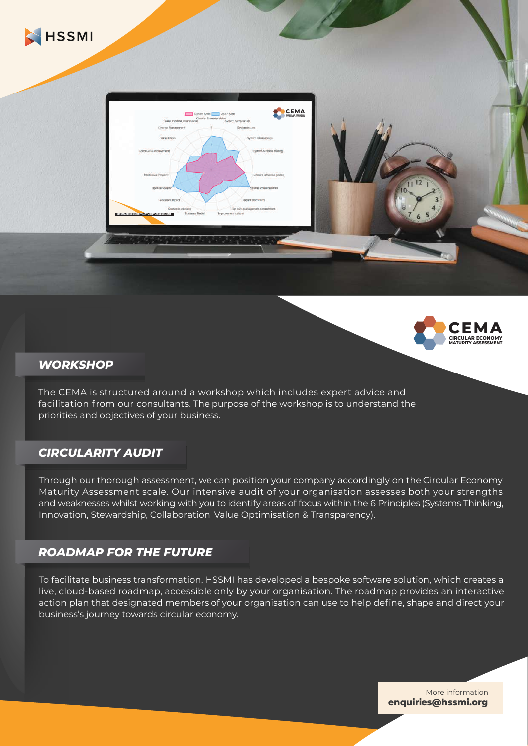HSSMI

CEMA
CIRCULAR ECONOMY MATURITY ASSESSMENT

## *WORKSHOP*

The CEMA is structured around a workshop which includes expert advice and facilitation from our consultants. The purpose of the workshop is to understand the priorities and objectives of your business.

## *CIRCULARITY AUDIT*

Through our thorough assessment, we can position your company accordingly on the Circular Economy Maturity Assessment scale. Our intensive audit of your organisation assesses both your strengths and weaknesses whilst working with you to identify areas of focus within the 6 Principles (Systems Thinking, Innovation, Stewardship, Collaboration, Value Optimisation & Transparency).

## *ROADMAP FOR THE FUTURE*

To facilitate business transformation, HSSMI has developed a bespoke software solution, which creates a live, cloud-based roadmap, accessible only by your organisation. The roadmap provides an interactive action plan that designated members of your organisation can use to help define, shape and direct your business's journey towards circular economy.

More information
**enquiries@hssmi.org**